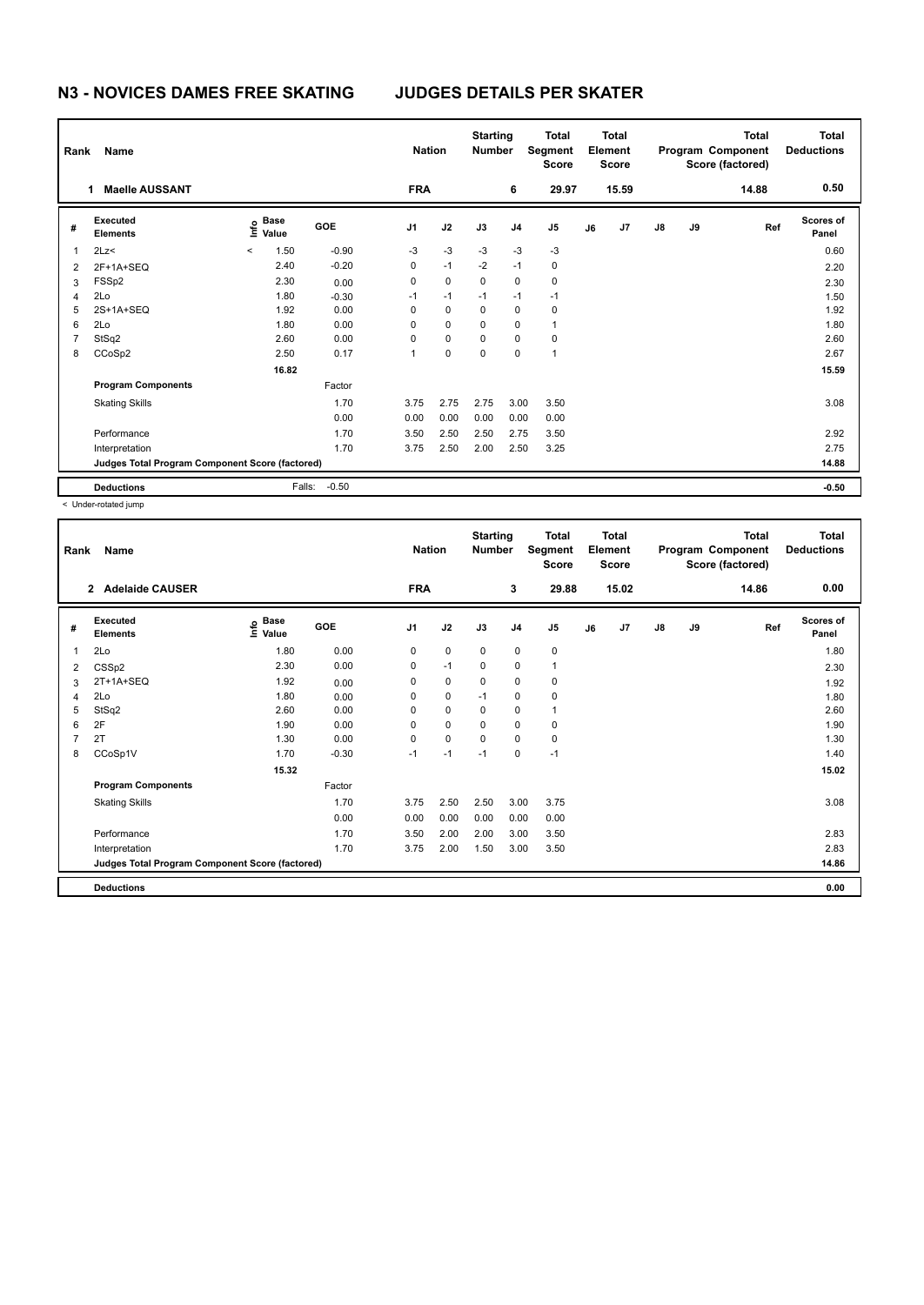# N3 - NOVICES DAMES FREE SKATING JUDGES DETAILS PER SKATER

| Rank | Name | Nation | Starting Number | Total Segment Score | Total Element Score | Total Program Component Score (factored) | Total Deductions |
|---|---|---|---|---|---|---|---|
| 1 | Maelle AUSSANT | FRA | 6 | 29.97 | 15.59 | 14.88 | 0.50 |

| # | Executed Elements | Info | Base Value | GOE | J1 | J2 | J3 | J4 | J5 | J6 | J7 | J8 | J9 | Ref | Scores of Panel |
|---|---|---|---|---|---|---|---|---|---|---|---|---|---|---|---|
| 1 | 2Lz< | < | 1.50 | -0.90 | -3 | -3 | -3 | -3 | -3 | | | | | | 0.60 |
| 2 | 2F+1A+SEQ | | 2.40 | -0.20 | 0 | -1 | -2 | -1 | 0 | | | | | | 2.20 |
| 3 | FSSp2 | | 2.30 | 0.00 | 0 | 0 | 0 | 0 | 0 | | | | | | 2.30 |
| 4 | 2Lo | | 1.80 | -0.30 | -1 | -1 | -1 | -1 | -1 | | | | | | 1.50 |
| 5 | 2S+1A+SEQ | | 1.92 | 0.00 | 0 | 0 | 0 | 0 | 0 | | | | | | 1.92 |
| 6 | 2Lo | | 1.80 | 0.00 | 0 | 0 | 0 | 0 | 1 | | | | | | 1.80 |
| 7 | StSq2 | | 2.60 | 0.00 | 0 | 0 | 0 | 0 | 0 | | | | | | 2.60 |
| 8 | CCoSp2 | | 2.50 | 0.17 | 1 | 0 | 0 | 0 | 1 | | | | | | 2.67 |
| | | | 16.82 | | | | | | | | | | | | 15.59 |
| | **Program Components** | | | Factor | | | | | | | | | | | |
| | Skating Skills | | | 1.70 | 3.75 | 2.75 | 2.75 | 3.00 | 3.50 | | | | | | 3.08 |
| | | | | 0.00 | 0.00 | 0.00 | 0.00 | 0.00 | 0.00 | | | | | | |
| | Performance | | | 1.70 | 3.50 | 2.50 | 2.50 | 2.75 | 3.50 | | | | | | 2.92 |
| | Interpretation | | | 1.70 | 3.75 | 2.50 | 2.00 | 2.50 | 3.25 | | | | | | 2.75 |
| | **Judges Total Program Component Score (factored)** | | | | | | | | | | | | | | 14.88 |
| | **Deductions** | | Falls: | -0.50 | | | | | | | | | | | -0.50 |

< Under-rotated jump

| Rank | Name | Nation | Starting Number | Total Segment Score | Total Element Score | Total Program Component Score (factored) | Total Deductions |
|---|---|---|---|---|---|---|---|
| 2 | Adelaide CAUSER | FRA | 3 | 29.88 | 15.02 | 14.86 | 0.00 |

| # | Executed Elements | Info | Base Value | GOE | J1 | J2 | J3 | J4 | J5 | J6 | J7 | J8 | J9 | Ref | Scores of Panel |
|---|---|---|---|---|---|---|---|---|---|---|---|---|---|---|---|
| 1 | 2Lo | | 1.80 | 0.00 | 0 | 0 | 0 | 0 | 0 | | | | | | 1.80 |
| 2 | CSSp2 | | 2.30 | 0.00 | 0 | -1 | 0 | 0 | 1 | | | | | | 2.30 |
| 3 | 2T+1A+SEQ | | 1.92 | 0.00 | 0 | 0 | 0 | 0 | 0 | | | | | | 1.92 |
| 4 | 2Lo | | 1.80 | 0.00 | 0 | 0 | -1 | 0 | 0 | | | | | | 1.80 |
| 5 | StSq2 | | 2.60 | 0.00 | 0 | 0 | 0 | 0 | 1 | | | | | | 2.60 |
| 6 | 2F | | 1.90 | 0.00 | 0 | 0 | 0 | 0 | 0 | | | | | | 1.90 |
| 7 | 2T | | 1.30 | 0.00 | 0 | 0 | 0 | 0 | 0 | | | | | | 1.30 |
| 8 | CCoSp1V | | 1.70 | -0.30 | -1 | -1 | -1 | 0 | -1 | | | | | | 1.40 |
| | | | 15.32 | | | | | | | | | | | | 15.02 |
| | **Program Components** | | | Factor | | | | | | | | | | | |
| | Skating Skills | | | 1.70 | 3.75 | 2.50 | 2.50 | 3.00 | 3.75 | | | | | | 3.08 |
| | | | | 0.00 | 0.00 | 0.00 | 0.00 | 0.00 | 0.00 | | | | | | |
| | Performance | | | 1.70 | 3.50 | 2.00 | 2.00 | 3.00 | 3.50 | | | | | | 2.83 |
| | Interpretation | | | 1.70 | 3.75 | 2.00 | 1.50 | 3.00 | 3.50 | | | | | | 2.83 |
| | **Judges Total Program Component Score (factored)** | | | | | | | | | | | | | | 14.86 |
| | **Deductions** | | | | | | | | | | | | | | 0.00 |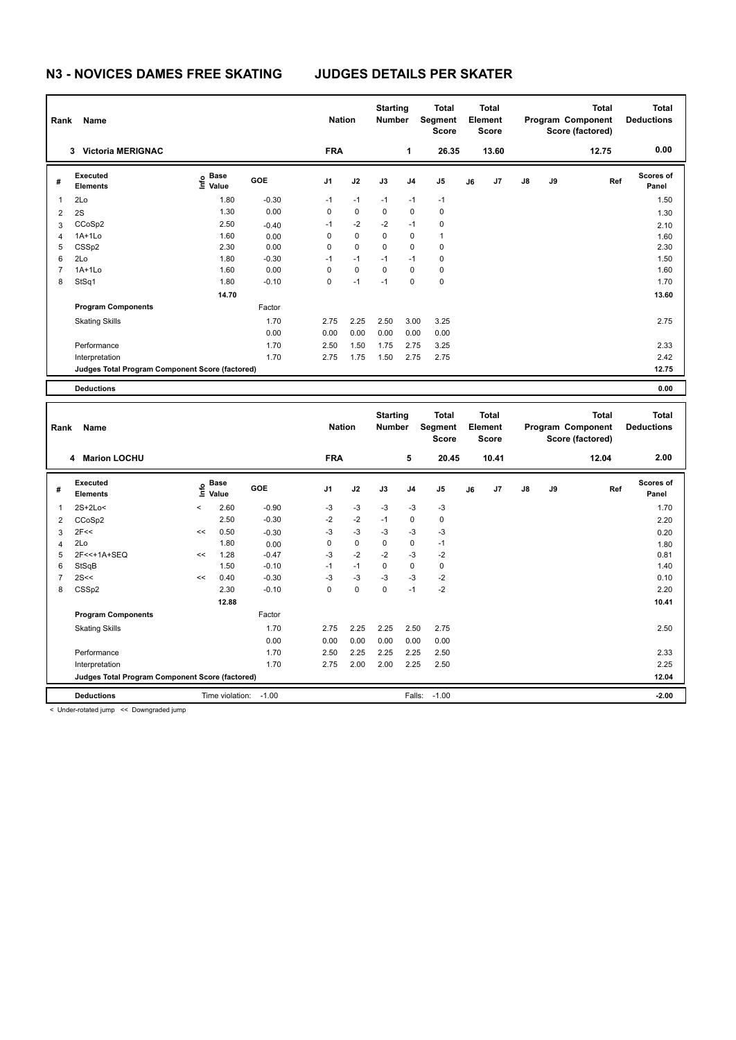# N3 - NOVICES DAMES FREE SKATING — JUDGES DETAILS PER SKATER

| Rank | Name | Nation | Starting Number | Total Segment Score | Total Element Score | Total Program Component Score (factored) | Total Deductions |
|---|---|---|---|---|---|---|---|
| 3 | Victoria MERIGNAC | FRA | 1 | 26.35 | 13.60 | 12.75 | 0.00 |

| # | Executed Elements | Info | Base Value | GOE | J1 | J2 | J3 | J4 | J5 | J6 | J7 | J8 | J9 | Ref | Scores of Panel |
|---|---|---|---|---|---|---|---|---|---|---|---|---|---|---|---|
| 1 | 2Lo | | 1.80 | -0.30 | -1 | -1 | -1 | -1 | -1 | | | | | | 1.50 |
| 2 | 2S | | 1.30 | 0.00 | 0 | 0 | 0 | 0 | 0 | | | | | | 1.30 |
| 3 | CCoSp2 | | 2.50 | -0.40 | -1 | -2 | -2 | -1 | 0 | | | | | | 2.10 |
| 4 | 1A+1Lo | | 1.60 | 0.00 | 0 | 0 | 0 | 0 | 1 | | | | | | 1.60 |
| 5 | CSSp2 | | 2.30 | 0.00 | 0 | 0 | 0 | 0 | 0 | | | | | | 2.30 |
| 6 | 2Lo | | 1.80 | -0.30 | -1 | -1 | -1 | -1 | 0 | | | | | | 1.50 |
| 7 | 1A+1Lo | | 1.60 | 0.00 | 0 | 0 | 0 | 0 | 0 | | | | | | 1.60 |
| 8 | StSq1 | | 1.80 | -0.10 | 0 | -1 | -1 | 0 | 0 | | | | | | 1.70 |
| | | | 14.70 | | | | | | | | | | | | 13.60 |
| | **Program Components** | | | Factor | | | | | | | | | | | |
| | Skating Skills | | | 1.70 | 2.75 | 2.25 | 2.50 | 3.00 | 3.25 | | | | | | 2.75 |
| | | | | 0.00 | 0.00 | 0.00 | 0.00 | 0.00 | 0.00 | | | | | | |
| | Performance | | | 1.70 | 2.50 | 1.50 | 1.75 | 2.75 | 3.25 | | | | | | 2.33 |
| | Interpretation | | | 1.70 | 2.75 | 1.75 | 1.50 | 2.75 | 2.75 | | | | | | 2.42 |
| | **Judges Total Program Component Score (factored)** | | | | | | | | | | | | | | 12.75 |
| | **Deductions** | | | | | | | | | | | | | | 0.00 |

| Rank | Name | Nation | Starting Number | Total Segment Score | Total Element Score | Total Program Component Score (factored) | Total Deductions |
|---|---|---|---|---|---|---|---|
| 4 | Marion LOCHU | FRA | 5 | 20.45 | 10.41 | 12.04 | 2.00 |

| # | Executed Elements | Info | Base Value | GOE | J1 | J2 | J3 | J4 | J5 | J6 | J7 | J8 | J9 | Ref | Scores of Panel |
|---|---|---|---|---|---|---|---|---|---|---|---|---|---|---|---|
| 1 | 2S+2Lo< | < | 2.60 | -0.90 | -3 | -3 | -3 | -3 | -3 | | | | | | 1.70 |
| 2 | CCoSp2 | | 2.50 | -0.30 | -2 | -2 | -1 | 0 | 0 | | | | | | 2.20 |
| 3 | 2F<< | << | 0.50 | -0.30 | -3 | -3 | -3 | -3 | -3 | | | | | | 0.20 |
| 4 | 2Lo | | 1.80 | 0.00 | 0 | 0 | 0 | 0 | -1 | | | | | | 1.80 |
| 5 | 2F<<+1A+SEQ | << | 1.28 | -0.47 | -3 | -2 | -2 | -3 | -2 | | | | | | 0.81 |
| 6 | StSqB | | 1.50 | -0.10 | -1 | -1 | 0 | 0 | 0 | | | | | | 1.40 |
| 7 | 2S<< | << | 0.40 | -0.30 | -3 | -3 | -3 | -3 | -2 | | | | | | 0.10 |
| 8 | CSSp2 | | 2.30 | -0.10 | 0 | 0 | 0 | -1 | -2 | | | | | | 2.20 |
| | | | 12.88 | | | | | | | | | | | | 10.41 |
| | **Program Components** | | | Factor | | | | | | | | | | | |
| | Skating Skills | | | 1.70 | 2.75 | 2.25 | 2.25 | 2.50 | 2.75 | | | | | | 2.50 |
| | | | | 0.00 | 0.00 | 0.00 | 0.00 | 0.00 | 0.00 | | | | | | |
| | Performance | | | 1.70 | 2.50 | 2.25 | 2.25 | 2.25 | 2.50 | | | | | | 2.33 |
| | Interpretation | | | 1.70 | 2.75 | 2.00 | 2.00 | 2.25 | 2.50 | | | | | | 2.25 |
| | **Judges Total Program Component Score (factored)** | | | | | | | | | | | | | | 12.04 |
| | **Deductions** | Time violation: | -1.00 | | | | | Falls: | -1.00 | | | | | | -2.00 |

< Under-rotated jump << Downgraded jump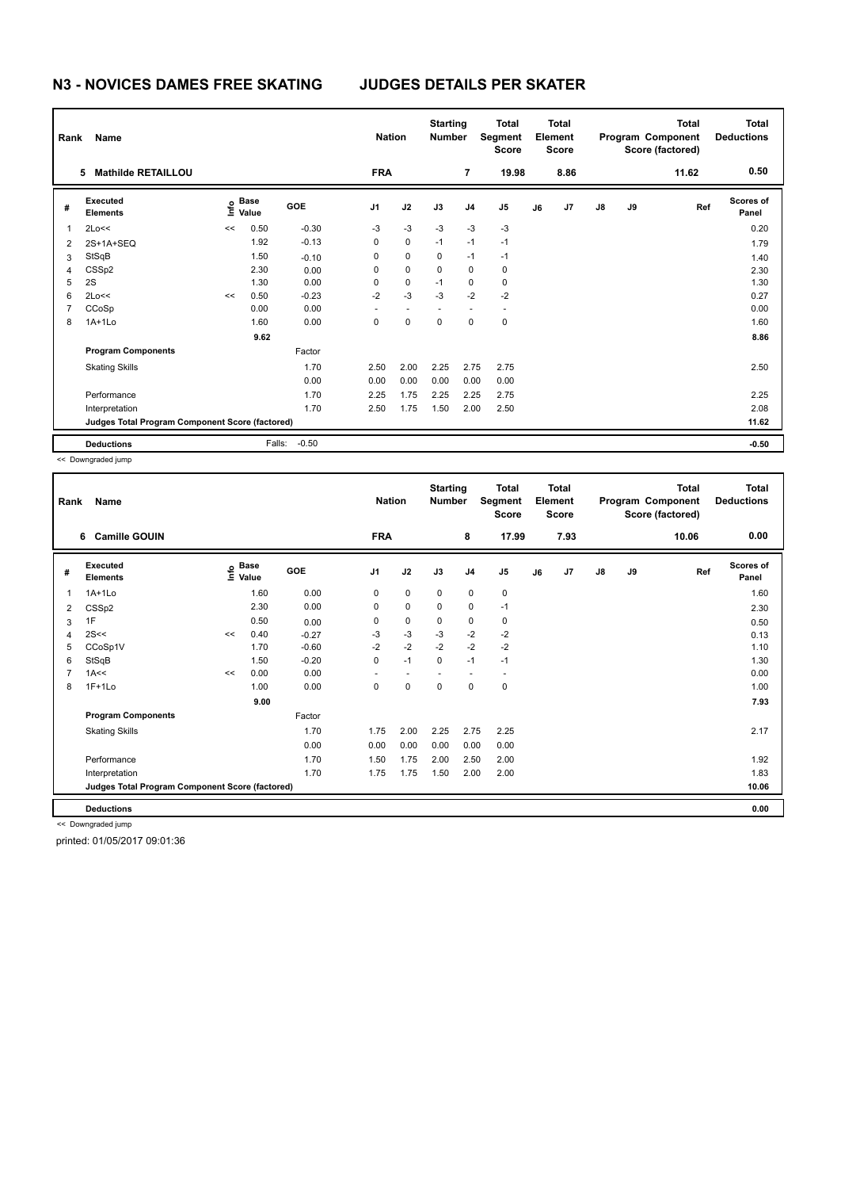# N3 - NOVICES DAMES FREE SKATING JUDGES DETAILS PER SKATER

| Rank | Name | Nation | Starting Number | Total Segment Score | Total Element Score | Total Program Component Score (factored) | Total Deductions |
|---|---|---|---|---|---|---|---|
| 5 | Mathilde RETAILLOU | FRA | 7 | 19.98 | 8.86 | 11.62 | 0.50 |

| # | Executed Elements | Info | Base Value | GOE | J1 | J2 | J3 | J4 | J5 | J6 | J7 | J8 | J9 | Ref | Scores of Panel |
|---|---|---|---|---|---|---|---|---|---|---|---|---|---|---|---|
| 1 | 2Lo<< | << | 0.50 | -0.30 | -3 | -3 | -3 | -3 | -3 | | | | | | 0.20 |
| 2 | 2S+1A+SEQ | | 1.92 | -0.13 | 0 | 0 | -1 | -1 | -1 | | | | | | 1.79 |
| 3 | StSqB | | 1.50 | -0.10 | 0 | 0 | 0 | -1 | -1 | | | | | | 1.40 |
| 4 | CSSp2 | | 2.30 | 0.00 | 0 | 0 | 0 | 0 | 0 | | | | | | 2.30 |
| 5 | 2S | | 1.30 | 0.00 | 0 | 0 | -1 | 0 | 0 | | | | | | 1.30 |
| 6 | 2Lo<< | << | 0.50 | -0.23 | -2 | -3 | -3 | -2 | -2 | | | | | | 0.27 |
| 7 | CCoSp | | 0.00 | 0.00 | - | - | - | - | - | | | | | | 0.00 |
| 8 | 1A+1Lo | | 1.60 | 0.00 | 0 | 0 | 0 | 0 | 0 | | | | | | 1.60 |
| | | | 9.62 | | | | | | | | | | | | 8.86 |
| | **Program Components** | | | Factor | | | | | | | | | | | |
| | Skating Skills | | | 1.70 | 2.50 | 2.00 | 2.25 | 2.75 | 2.75 | | | | | | 2.50 |
| | | | | 0.00 | 0.00 | 0.00 | 0.00 | 0.00 | 0.00 | | | | | | |
| | Performance | | | 1.70 | 2.25 | 1.75 | 2.25 | 2.25 | 2.75 | | | | | | 2.25 |
| | Interpretation | | | 1.70 | 2.50 | 1.75 | 1.50 | 2.00 | 2.50 | | | | | | 2.08 |
| | **Judges Total Program Component Score (factored)** | | | | | | | | | | | | | | 11.62 |
| | **Deductions** | | Falls: | -0.50 | | | | | | | | | | | -0.50 |

<< Downgraded jump

| Rank | Name | Nation | Starting Number | Total Segment Score | Total Element Score | Total Program Component Score (factored) | Total Deductions |
|---|---|---|---|---|---|---|---|
| 6 | Camille GOUIN | FRA | 8 | 17.99 | 7.93 | 10.06 | 0.00 |

| # | Executed Elements | Info | Base Value | GOE | J1 | J2 | J3 | J4 | J5 | J6 | J7 | J8 | J9 | Ref | Scores of Panel |
|---|---|---|---|---|---|---|---|---|---|---|---|---|---|---|---|
| 1 | 1A+1Lo | | 1.60 | 0.00 | 0 | 0 | 0 | 0 | 0 | | | | | | 1.60 |
| 2 | CSSp2 | | 2.30 | 0.00 | 0 | 0 | 0 | 0 | -1 | | | | | | 2.30 |
| 3 | 1F | | 0.50 | 0.00 | 0 | 0 | 0 | 0 | 0 | | | | | | 0.50 |
| 4 | 2S<< | << | 0.40 | -0.27 | -3 | -3 | -3 | -2 | -2 | | | | | | 0.13 |
| 5 | CCoSp1V | | 1.70 | -0.60 | -2 | -2 | -2 | -2 | -2 | | | | | | 1.10 |
| 6 | StSqB | | 1.50 | -0.20 | 0 | -1 | 0 | -1 | -1 | | | | | | 1.30 |
| 7 | 1A<< | << | 0.00 | 0.00 | - | - | - | - | - | | | | | | 0.00 |
| 8 | 1F+1Lo | | 1.00 | 0.00 | 0 | 0 | 0 | 0 | 0 | | | | | | 1.00 |
| | | | 9.00 | | | | | | | | | | | | 7.93 |
| | **Program Components** | | | Factor | | | | | | | | | | | |
| | Skating Skills | | | 1.70 | 1.75 | 2.00 | 2.25 | 2.75 | 2.25 | | | | | | 2.17 |
| | | | | 0.00 | 0.00 | 0.00 | 0.00 | 0.00 | 0.00 | | | | | | |
| | Performance | | | 1.70 | 1.50 | 1.75 | 2.00 | 2.50 | 2.00 | | | | | | 1.92 |
| | Interpretation | | | 1.70 | 1.75 | 1.75 | 1.50 | 2.00 | 2.00 | | | | | | 1.83 |
| | **Judges Total Program Component Score (factored)** | | | | | | | | | | | | | | 10.06 |
| | **Deductions** | | | | | | | | | | | | | | 0.00 |

<< Downgraded jump

printed: 01/05/2017 09:01:36